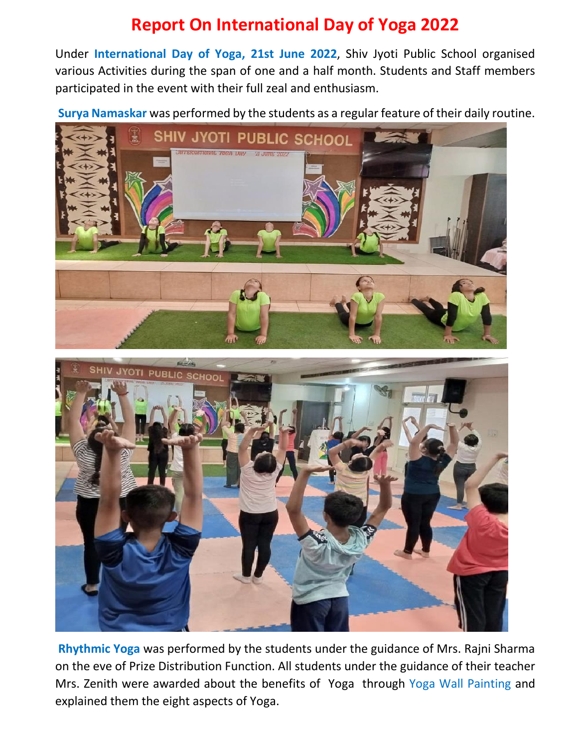# Report On International Day of Yoga 2022

Under **International Day of Yoga, 21st June 2022**, Shiv Jyoti Public School organised various Activities during the span of one and a half month. Students and Staff members participated in the event with their full zeal and enthusiasm.

**Surya Namaskar** was performed by the students as a regular feature of their daily routine.

**Rhythmic Yoga** was performed by the students under the guidance of Mrs. Rajni Sharma on the eve of Prize Distribution Function. All students under the guidance of their teacher Mrs. Zenith were awarded about the benefits of Yoga through Yoga Wall Painting and explained them the eight aspects of Yoga.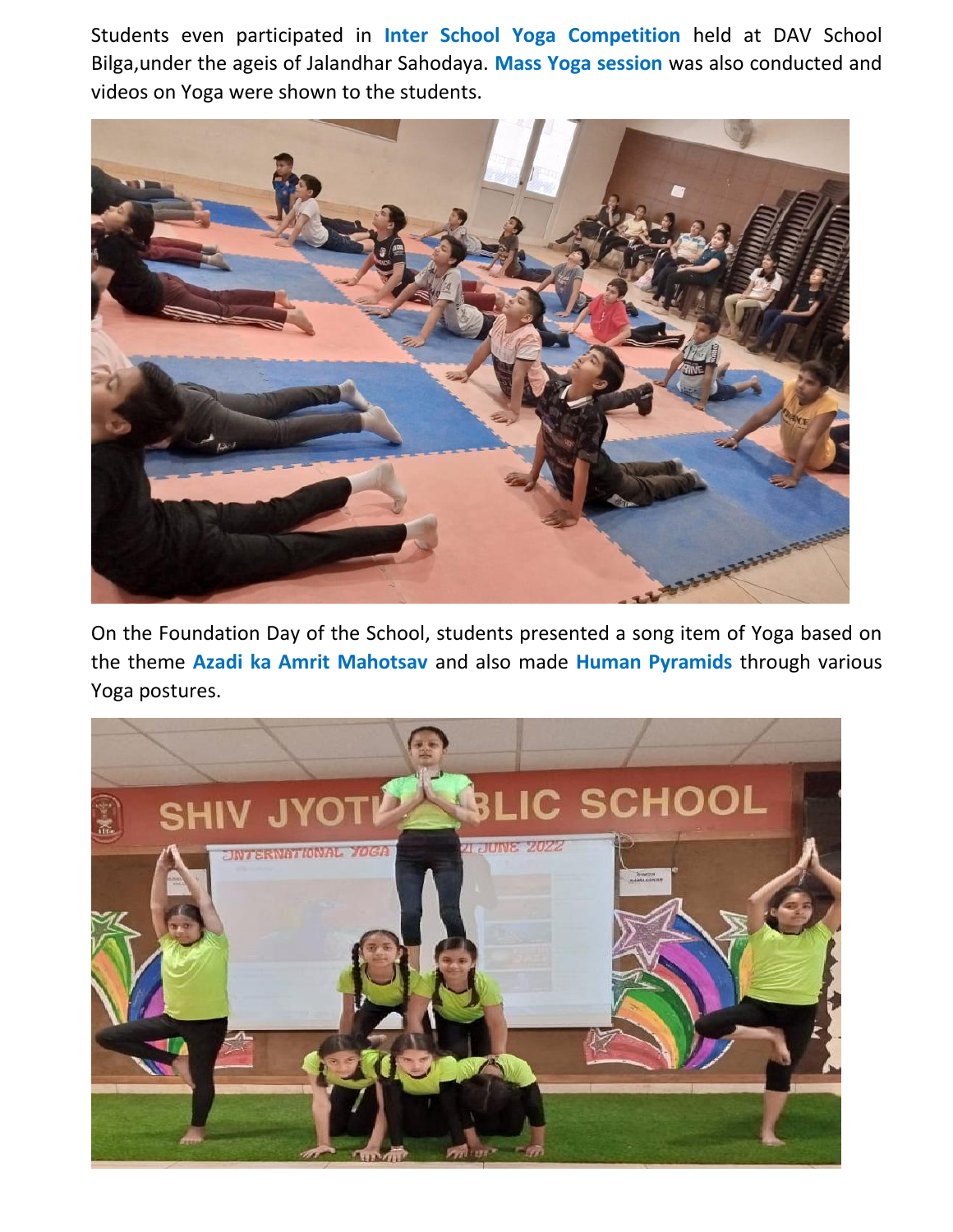Students even participated in **Inter School Yoga Competition** held at DAV School Bilga,under the ageis of Jalandhar Sahodaya. **Mass Yoga session** was also conducted and videos on Yoga were shown to the students.

On the Foundation Day of the School, students presented a song item of Yoga based on the theme **Azadi ka Amrit Mahotsav** and also made **Human Pyramids** through various Yoga postures.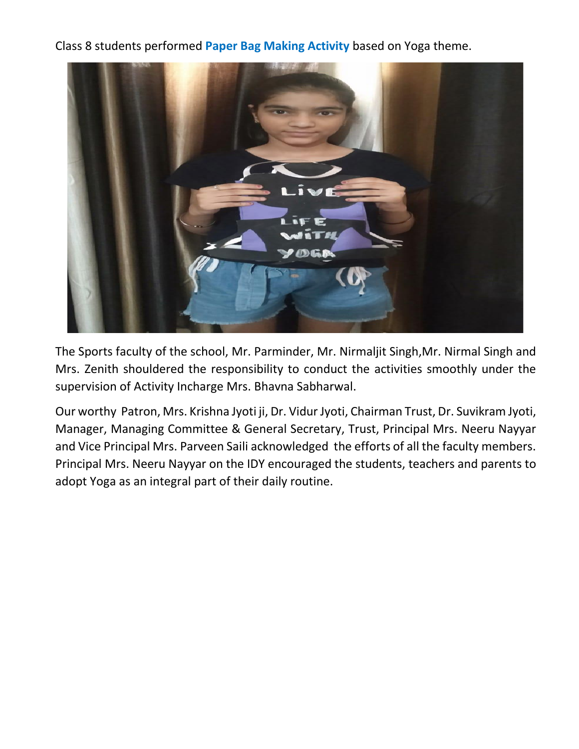Class 8 students performed **Paper Bag Making Activity** based on Yoga theme.

The Sports faculty of the school, Mr. Parminder, Mr. Nirmaljit Singh,Mr. Nirmal Singh and Mrs. Zenith shouldered the responsibility to conduct the activities smoothly under the supervision of Activity Incharge Mrs. Bhavna Sabharwal.

Our worthy Patron, Mrs. Krishna Jyoti ji, Dr. Vidur Jyoti, Chairman Trust, Dr. Suvikram Jyoti, Manager, Managing Committee & General Secretary, Trust, Principal Mrs. Neeru Nayyar and Vice Principal Mrs. Parveen Saili acknowledged the efforts of all the faculty members. Principal Mrs. Neeru Nayyar on the IDY encouraged the students, teachers and parents to adopt Yoga as an integral part of their daily routine.